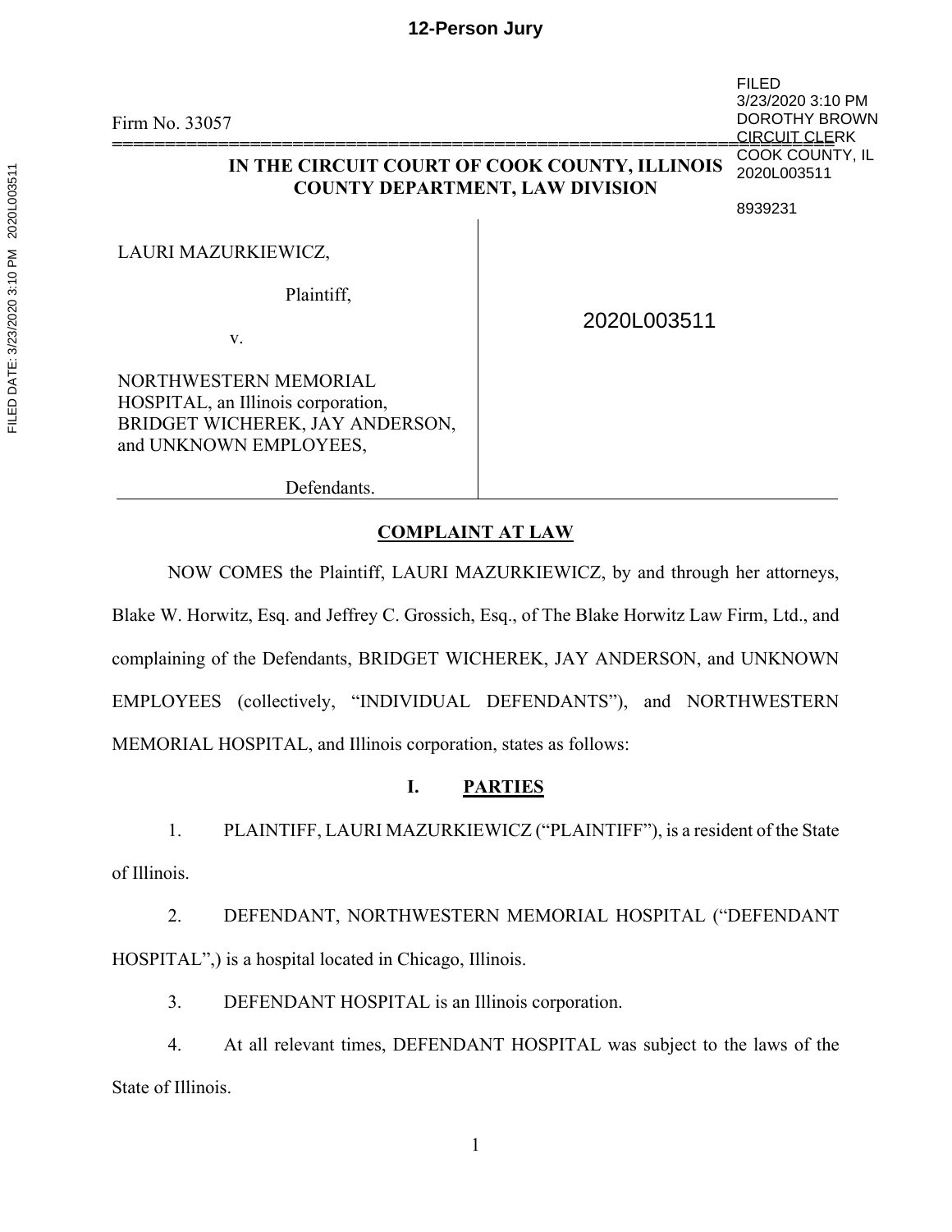**12-Person Jury**

FILED
3/23/2020 3:10 PM
DOROTHY BROWN
CIRCUIT CLERK
COOK COUNTY, IL
2020L003511

8939231

Firm No. 33057

==================================================================

**IN THE CIRCUIT COURT OF COOK COUNTY, ILLINOIS**
**COUNTY DEPARTMENT, LAW DIVISION**

| | |
|---|---|
| LAURI MAZURKIEWICZ,<br><br>Plaintiff,<br><br>v.<br><br>NORTHWESTERN MEMORIAL HOSPITAL, an Illinois corporation, BRIDGET WICHEREK, JAY ANDERSON, and UNKNOWN EMPLOYEES,<br><br>Defendants. | 2020L003511 |

## COMPLAINT AT LAW

NOW COMES the Plaintiff, LAURI MAZURKIEWICZ, by and through her attorneys, Blake W. Horwitz, Esq. and Jeffrey C. Grossich, Esq., of The Blake Horwitz Law Firm, Ltd., and complaining of the Defendants, BRIDGET WICHEREK, JAY ANDERSON, and UNKNOWN EMPLOYEES (collectively, "INDIVIDUAL DEFENDANTS"), and NORTHWESTERN MEMORIAL HOSPITAL, and Illinois corporation, states as follows:

### I. PARTIES

1. PLAINTIFF, LAURI MAZURKIEWICZ ("PLAINTIFF"), is a resident of the State of Illinois.

2. DEFENDANT, NORTHWESTERN MEMORIAL HOSPITAL ("DEFENDANT HOSPITAL",) is a hospital located in Chicago, Illinois.

3. DEFENDANT HOSPITAL is an Illinois corporation.

4. At all relevant times, DEFENDANT HOSPITAL was subject to the laws of the State of Illinois.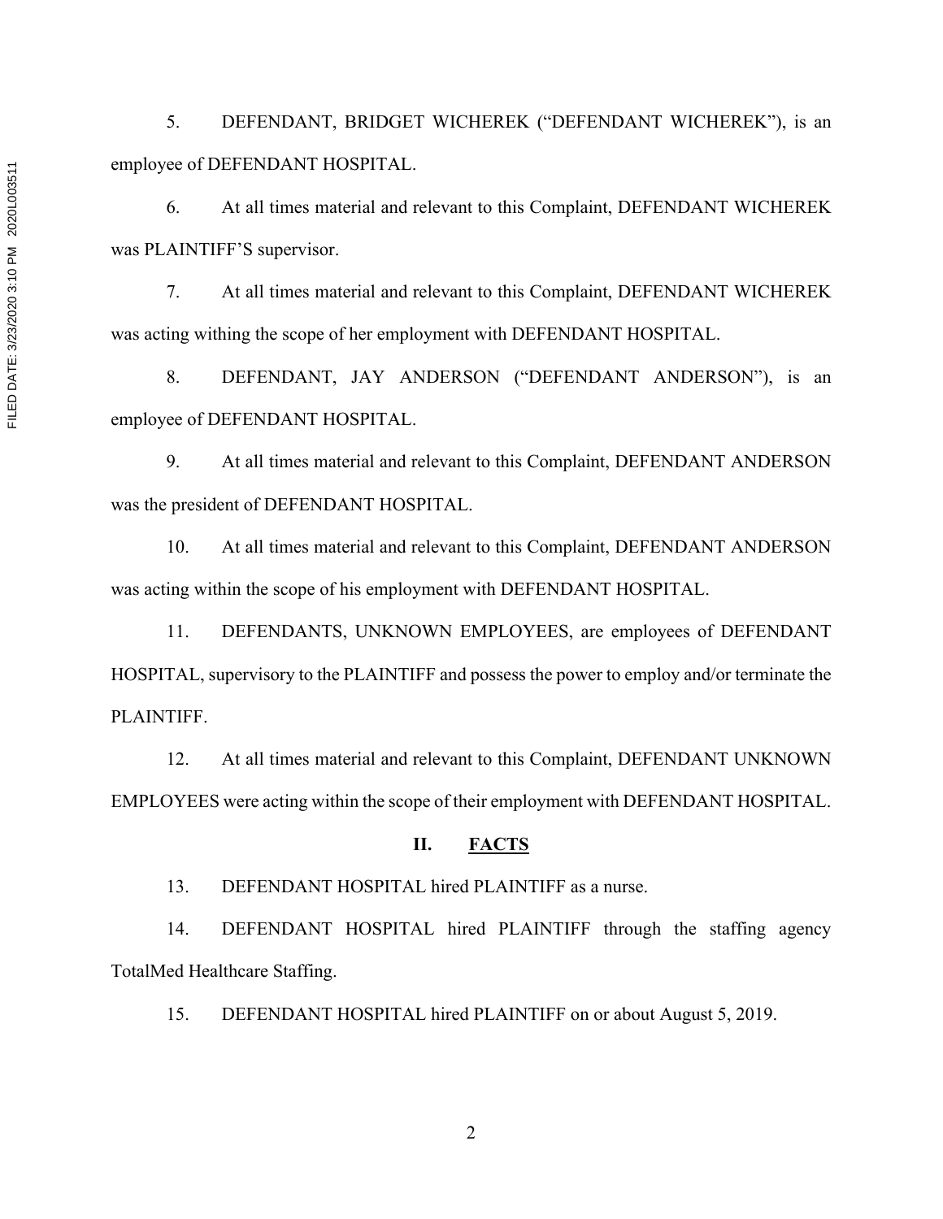5. DEFENDANT, BRIDGET WICHEREK ("DEFENDANT WICHEREK"), is an employee of DEFENDANT HOSPITAL.

6. At all times material and relevant to this Complaint, DEFENDANT WICHEREK was PLAINTIFF'S supervisor.

7. At all times material and relevant to this Complaint, DEFENDANT WICHEREK was acting withing the scope of her employment with DEFENDANT HOSPITAL.

8. DEFENDANT, JAY ANDERSON ("DEFENDANT ANDERSON"), is an employee of DEFENDANT HOSPITAL.

9. At all times material and relevant to this Complaint, DEFENDANT ANDERSON was the president of DEFENDANT HOSPITAL.

10. At all times material and relevant to this Complaint, DEFENDANT ANDERSON was acting within the scope of his employment with DEFENDANT HOSPITAL.

11. DEFENDANTS, UNKNOWN EMPLOYEES, are employees of DEFENDANT HOSPITAL, supervisory to the PLAINTIFF and possess the power to employ and/or terminate the PLAINTIFF.

12. At all times material and relevant to this Complaint, DEFENDANT UNKNOWN EMPLOYEES were acting within the scope of their employment with DEFENDANT HOSPITAL.

## II. FACTS

13. DEFENDANT HOSPITAL hired PLAINTIFF as a nurse.

14. DEFENDANT HOSPITAL hired PLAINTIFF through the staffing agency TotalMed Healthcare Staffing.

15. DEFENDANT HOSPITAL hired PLAINTIFF on or about August 5, 2019.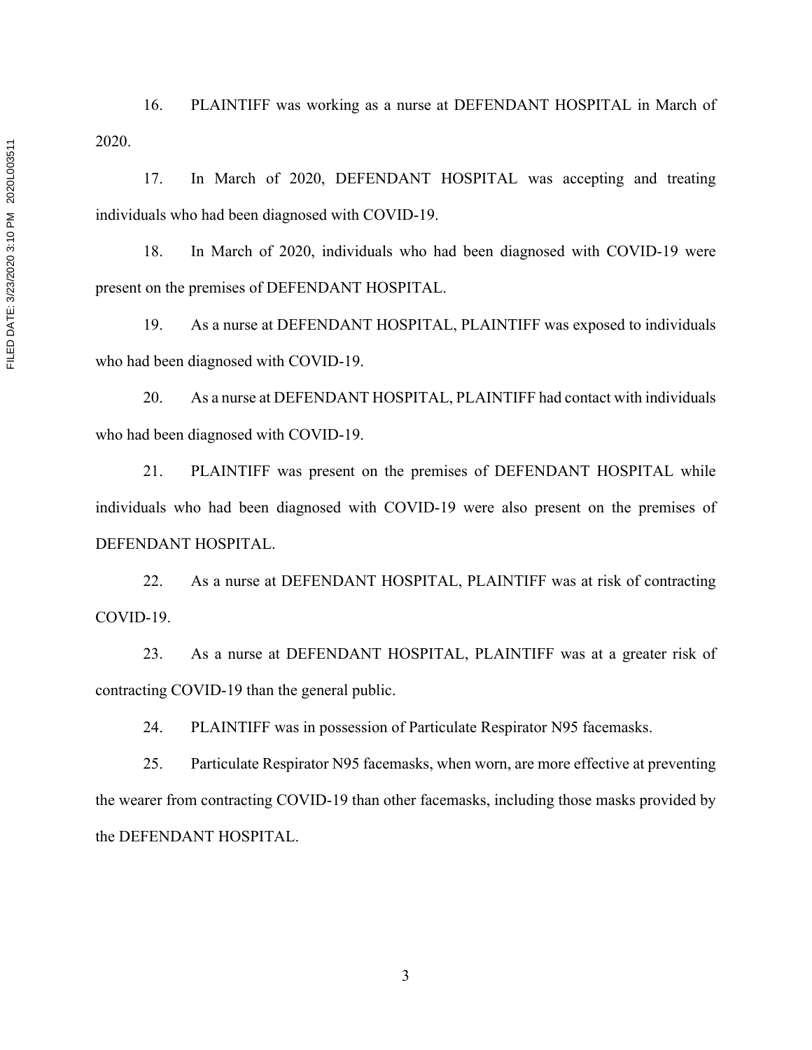16. PLAINTIFF was working as a nurse at DEFENDANT HOSPITAL in March of 2020.

17. In March of 2020, DEFENDANT HOSPITAL was accepting and treating individuals who had been diagnosed with COVID-19.

18. In March of 2020, individuals who had been diagnosed with COVID-19 were present on the premises of DEFENDANT HOSPITAL.

19. As a nurse at DEFENDANT HOSPITAL, PLAINTIFF was exposed to individuals who had been diagnosed with COVID-19.

20. As a nurse at DEFENDANT HOSPITAL, PLAINTIFF had contact with individuals who had been diagnosed with COVID-19.

21. PLAINTIFF was present on the premises of DEFENDANT HOSPITAL while individuals who had been diagnosed with COVID-19 were also present on the premises of DEFENDANT HOSPITAL.

22. As a nurse at DEFENDANT HOSPITAL, PLAINTIFF was at risk of contracting COVID-19.

23. As a nurse at DEFENDANT HOSPITAL, PLAINTIFF was at a greater risk of contracting COVID-19 than the general public.

24. PLAINTIFF was in possession of Particulate Respirator N95 facemasks.

25. Particulate Respirator N95 facemasks, when worn, are more effective at preventing the wearer from contracting COVID-19 than other facemasks, including those masks provided by the DEFENDANT HOSPITAL.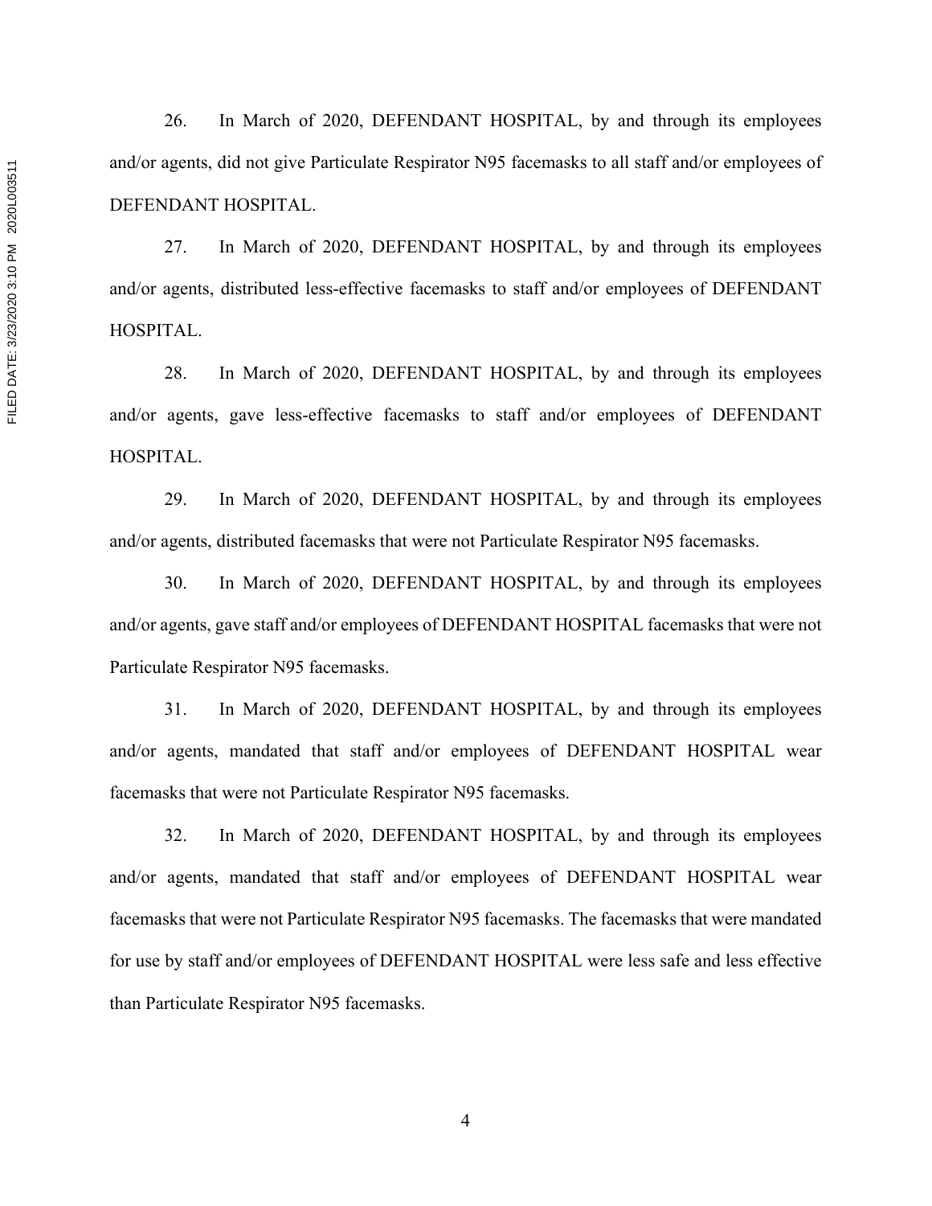26. In March of 2020, DEFENDANT HOSPITAL, by and through its employees and/or agents, did not give Particulate Respirator N95 facemasks to all staff and/or employees of DEFENDANT HOSPITAL.

27. In March of 2020, DEFENDANT HOSPITAL, by and through its employees and/or agents, distributed less-effective facemasks to staff and/or employees of DEFENDANT HOSPITAL.

28. In March of 2020, DEFENDANT HOSPITAL, by and through its employees and/or agents, gave less-effective facemasks to staff and/or employees of DEFENDANT HOSPITAL.

29. In March of 2020, DEFENDANT HOSPITAL, by and through its employees and/or agents, distributed facemasks that were not Particulate Respirator N95 facemasks.

30. In March of 2020, DEFENDANT HOSPITAL, by and through its employees and/or agents, gave staff and/or employees of DEFENDANT HOSPITAL facemasks that were not Particulate Respirator N95 facemasks.

31. In March of 2020, DEFENDANT HOSPITAL, by and through its employees and/or agents, mandated that staff and/or employees of DEFENDANT HOSPITAL wear facemasks that were not Particulate Respirator N95 facemasks.

32. In March of 2020, DEFENDANT HOSPITAL, by and through its employees and/or agents, mandated that staff and/or employees of DEFENDANT HOSPITAL wear facemasks that were not Particulate Respirator N95 facemasks. The facemasks that were mandated for use by staff and/or employees of DEFENDANT HOSPITAL were less safe and less effective than Particulate Respirator N95 facemasks.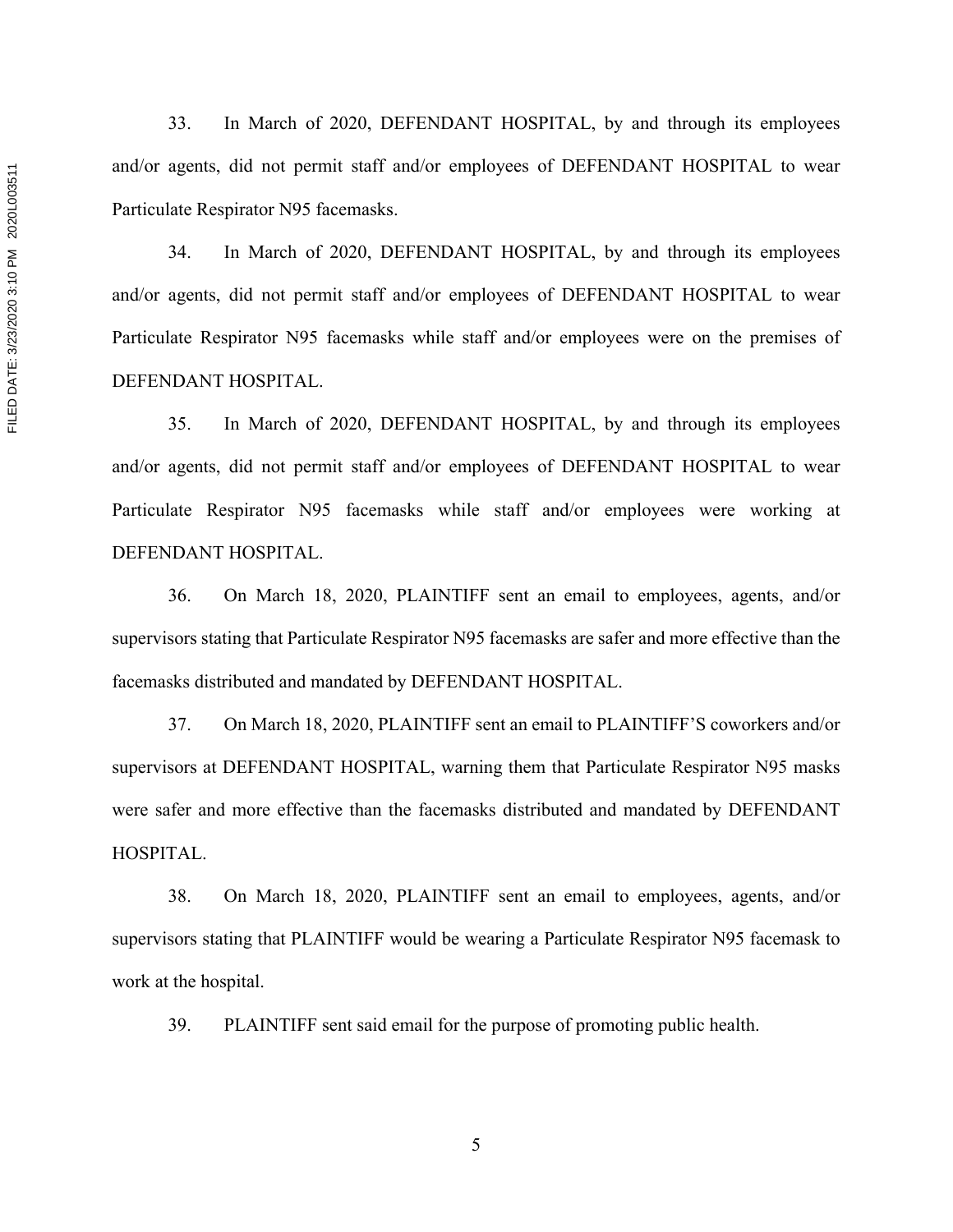33. In March of 2020, DEFENDANT HOSPITAL, by and through its employees and/or agents, did not permit staff and/or employees of DEFENDANT HOSPITAL to wear Particulate Respirator N95 facemasks.

34. In March of 2020, DEFENDANT HOSPITAL, by and through its employees and/or agents, did not permit staff and/or employees of DEFENDANT HOSPITAL to wear Particulate Respirator N95 facemasks while staff and/or employees were on the premises of DEFENDANT HOSPITAL.

35. In March of 2020, DEFENDANT HOSPITAL, by and through its employees and/or agents, did not permit staff and/or employees of DEFENDANT HOSPITAL to wear Particulate Respirator N95 facemasks while staff and/or employees were working at DEFENDANT HOSPITAL.

36. On March 18, 2020, PLAINTIFF sent an email to employees, agents, and/or supervisors stating that Particulate Respirator N95 facemasks are safer and more effective than the facemasks distributed and mandated by DEFENDANT HOSPITAL.

37. On March 18, 2020, PLAINTIFF sent an email to PLAINTIFF'S coworkers and/or supervisors at DEFENDANT HOSPITAL, warning them that Particulate Respirator N95 masks were safer and more effective than the facemasks distributed and mandated by DEFENDANT HOSPITAL.

38. On March 18, 2020, PLAINTIFF sent an email to employees, agents, and/or supervisors stating that PLAINTIFF would be wearing a Particulate Respirator N95 facemask to work at the hospital.

39. PLAINTIFF sent said email for the purpose of promoting public health.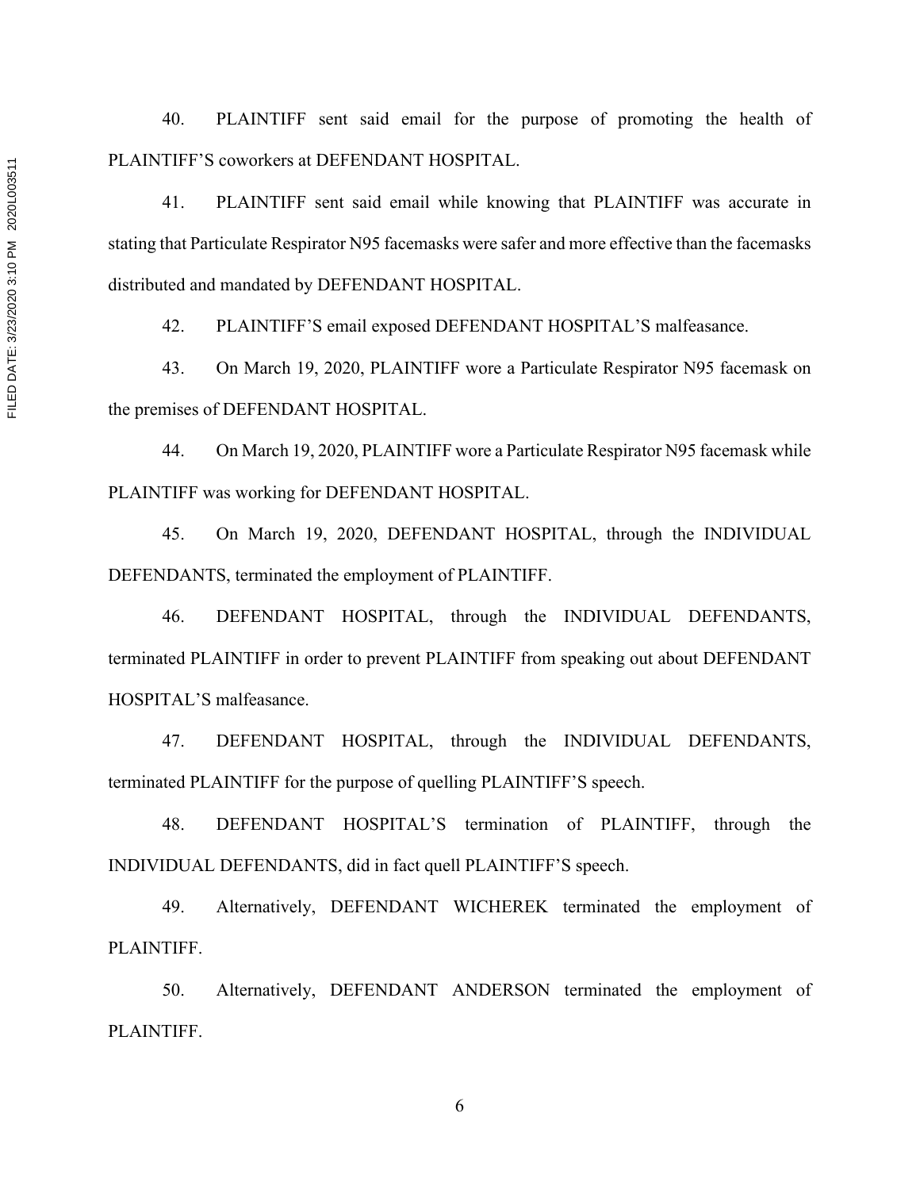40. PLAINTIFF sent said email for the purpose of promoting the health of PLAINTIFF'S coworkers at DEFENDANT HOSPITAL.

41. PLAINTIFF sent said email while knowing that PLAINTIFF was accurate in stating that Particulate Respirator N95 facemasks were safer and more effective than the facemasks distributed and mandated by DEFENDANT HOSPITAL.

42. PLAINTIFF'S email exposed DEFENDANT HOSPITAL'S malfeasance.

43. On March 19, 2020, PLAINTIFF wore a Particulate Respirator N95 facemask on the premises of DEFENDANT HOSPITAL.

44. On March 19, 2020, PLAINTIFF wore a Particulate Respirator N95 facemask while PLAINTIFF was working for DEFENDANT HOSPITAL.

45. On March 19, 2020, DEFENDANT HOSPITAL, through the INDIVIDUAL DEFENDANTS, terminated the employment of PLAINTIFF.

46. DEFENDANT HOSPITAL, through the INDIVIDUAL DEFENDANTS, terminated PLAINTIFF in order to prevent PLAINTIFF from speaking out about DEFENDANT HOSPITAL'S malfeasance.

47. DEFENDANT HOSPITAL, through the INDIVIDUAL DEFENDANTS, terminated PLAINTIFF for the purpose of quelling PLAINTIFF'S speech.

48. DEFENDANT HOSPITAL'S termination of PLAINTIFF, through the INDIVIDUAL DEFENDANTS, did in fact quell PLAINTIFF'S speech.

49. Alternatively, DEFENDANT WICHEREK terminated the employment of PLAINTIFF.

50. Alternatively, DEFENDANT ANDERSON terminated the employment of PLAINTIFF.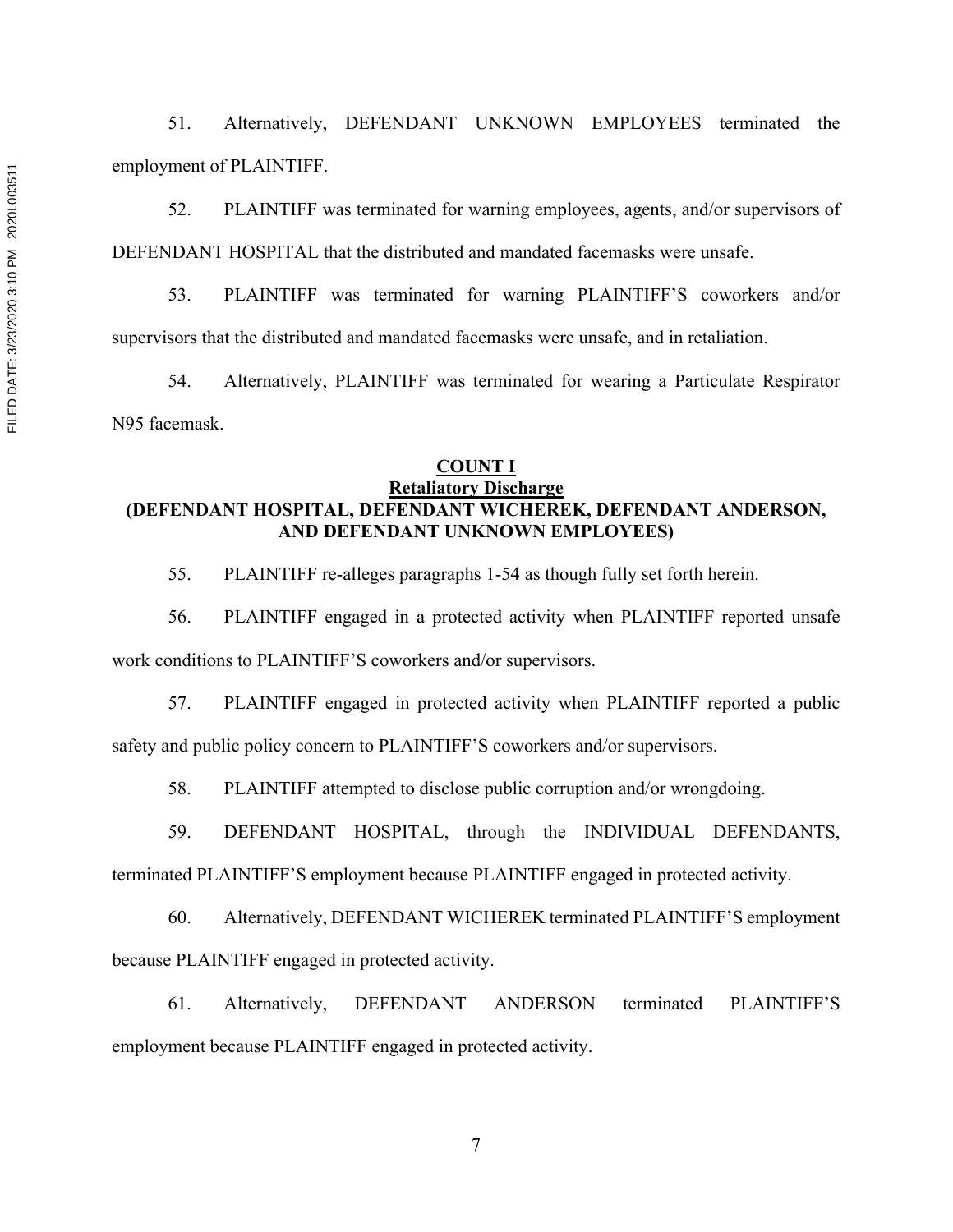51. Alternatively, DEFENDANT UNKNOWN EMPLOYEES terminated the employment of PLAINTIFF.

52. PLAINTIFF was terminated for warning employees, agents, and/or supervisors of DEFENDANT HOSPITAL that the distributed and mandated facemasks were unsafe.

53. PLAINTIFF was terminated for warning PLAINTIFF'S coworkers and/or supervisors that the distributed and mandated facemasks were unsafe, and in retaliation.

54. Alternatively, PLAINTIFF was terminated for wearing a Particulate Respirator N95 facemask.

## COUNT I
## Retaliatory Discharge
## (DEFENDANT HOSPITAL, DEFENDANT WICHEREK, DEFENDANT ANDERSON, AND DEFENDANT UNKNOWN EMPLOYEES)

55. PLAINTIFF re-alleges paragraphs 1-54 as though fully set forth herein.

56. PLAINTIFF engaged in a protected activity when PLAINTIFF reported unsafe work conditions to PLAINTIFF'S coworkers and/or supervisors.

57. PLAINTIFF engaged in protected activity when PLAINTIFF reported a public safety and public policy concern to PLAINTIFF'S coworkers and/or supervisors.

58. PLAINTIFF attempted to disclose public corruption and/or wrongdoing.

59. DEFENDANT HOSPITAL, through the INDIVIDUAL DEFENDANTS, terminated PLAINTIFF'S employment because PLAINTIFF engaged in protected activity.

60. Alternatively, DEFENDANT WICHEREK terminated PLAINTIFF'S employment because PLAINTIFF engaged in protected activity.

61. Alternatively, DEFENDANT ANDERSON terminated PLAINTIFF'S employment because PLAINTIFF engaged in protected activity.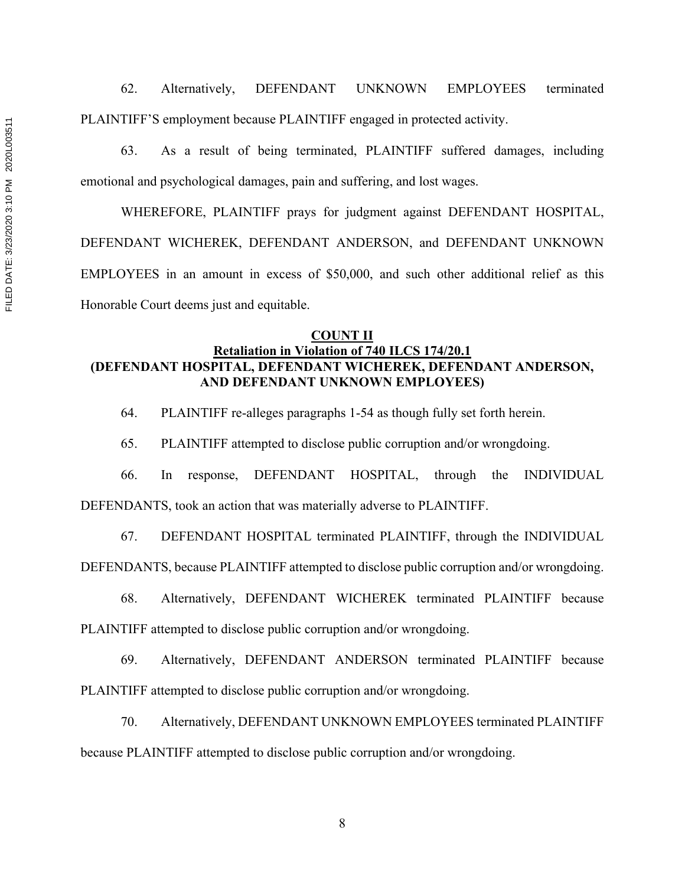62. Alternatively, DEFENDANT UNKNOWN EMPLOYEES terminated PLAINTIFF'S employment because PLAINTIFF engaged in protected activity.

63. As a result of being terminated, PLAINTIFF suffered damages, including emotional and psychological damages, pain and suffering, and lost wages.

WHEREFORE, PLAINTIFF prays for judgment against DEFENDANT HOSPITAL, DEFENDANT WICHEREK, DEFENDANT ANDERSON, and DEFENDANT UNKNOWN EMPLOYEES in an amount in excess of $50,000, and such other additional relief as this Honorable Court deems just and equitable.

## COUNT II
## Retaliation in Violation of 740 ILCS 174/20.1
## (DEFENDANT HOSPITAL, DEFENDANT WICHEREK, DEFENDANT ANDERSON, AND DEFENDANT UNKNOWN EMPLOYEES)

64. PLAINTIFF re-alleges paragraphs 1-54 as though fully set forth herein.

65. PLAINTIFF attempted to disclose public corruption and/or wrongdoing.

66. In response, DEFENDANT HOSPITAL, through the INDIVIDUAL DEFENDANTS, took an action that was materially adverse to PLAINTIFF.

67. DEFENDANT HOSPITAL terminated PLAINTIFF, through the INDIVIDUAL DEFENDANTS, because PLAINTIFF attempted to disclose public corruption and/or wrongdoing.

68. Alternatively, DEFENDANT WICHEREK terminated PLAINTIFF because PLAINTIFF attempted to disclose public corruption and/or wrongdoing.

69. Alternatively, DEFENDANT ANDERSON terminated PLAINTIFF because PLAINTIFF attempted to disclose public corruption and/or wrongdoing.

70. Alternatively, DEFENDANT UNKNOWN EMPLOYEES terminated PLAINTIFF because PLAINTIFF attempted to disclose public corruption and/or wrongdoing.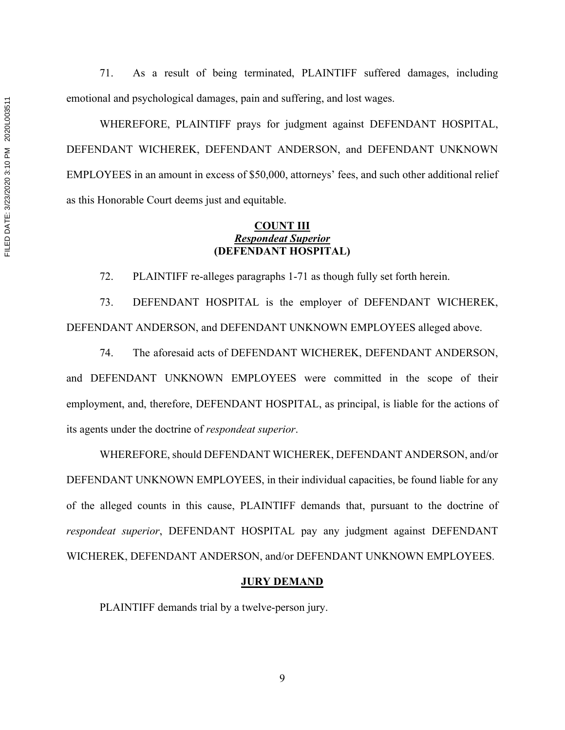71. As a result of being terminated, PLAINTIFF suffered damages, including emotional and psychological damages, pain and suffering, and lost wages.

WHEREFORE, PLAINTIFF prays for judgment against DEFENDANT HOSPITAL, DEFENDANT WICHEREK, DEFENDANT ANDERSON, and DEFENDANT UNKNOWN EMPLOYEES in an amount in excess of $50,000, attorneys' fees, and such other additional relief as this Honorable Court deems just and equitable.

**COUNT III**
***Respondeat Superior***
**(DEFENDANT HOSPITAL)**

72. PLAINTIFF re-alleges paragraphs 1-71 as though fully set forth herein.

73. DEFENDANT HOSPITAL is the employer of DEFENDANT WICHEREK, DEFENDANT ANDERSON, and DEFENDANT UNKNOWN EMPLOYEES alleged above.

74. The aforesaid acts of DEFENDANT WICHEREK, DEFENDANT ANDERSON, and DEFENDANT UNKNOWN EMPLOYEES were committed in the scope of their employment, and, therefore, DEFENDANT HOSPITAL, as principal, is liable for the actions of its agents under the doctrine of *respondeat superior*.

WHEREFORE, should DEFENDANT WICHEREK, DEFENDANT ANDERSON, and/or DEFENDANT UNKNOWN EMPLOYEES, in their individual capacities, be found liable for any of the alleged counts in this cause, PLAINTIFF demands that, pursuant to the doctrine of *respondeat superior*, DEFENDANT HOSPITAL pay any judgment against DEFENDANT WICHEREK, DEFENDANT ANDERSON, and/or DEFENDANT UNKNOWN EMPLOYEES.

**JURY DEMAND**

PLAINTIFF demands trial by a twelve-person jury.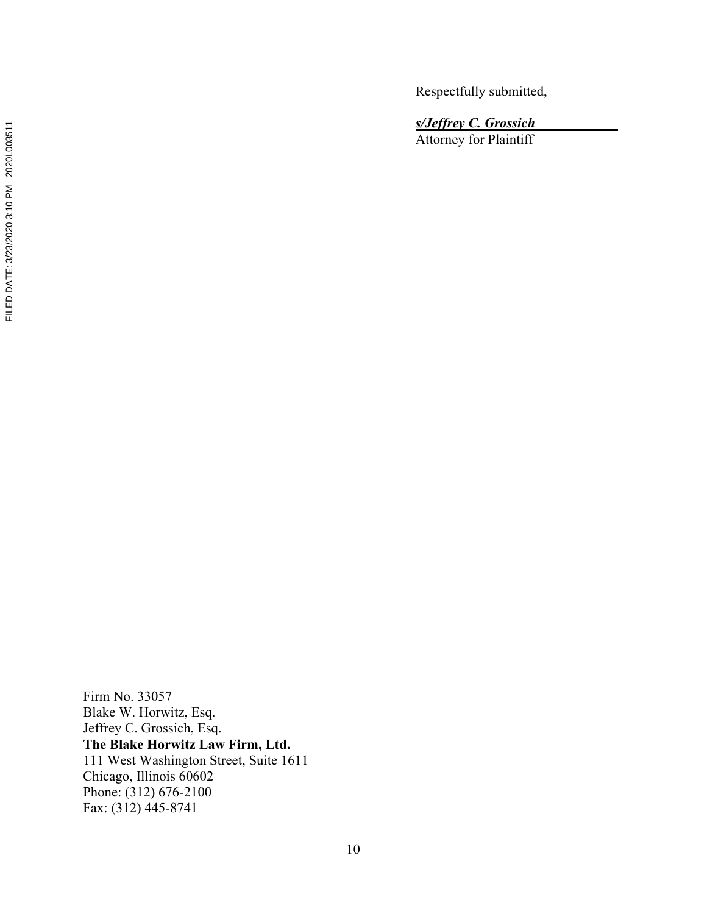Respectfully submitted,

***s/Jeffrey C. Grossich***
Attorney for Plaintiff

Firm No. 33057
Blake W. Horwitz, Esq.
Jeffrey C. Grossich, Esq.
**The Blake Horwitz Law Firm, Ltd.**
111 West Washington Street, Suite 1611
Chicago, Illinois 60602
Phone: (312) 676-2100
Fax: (312) 445-8741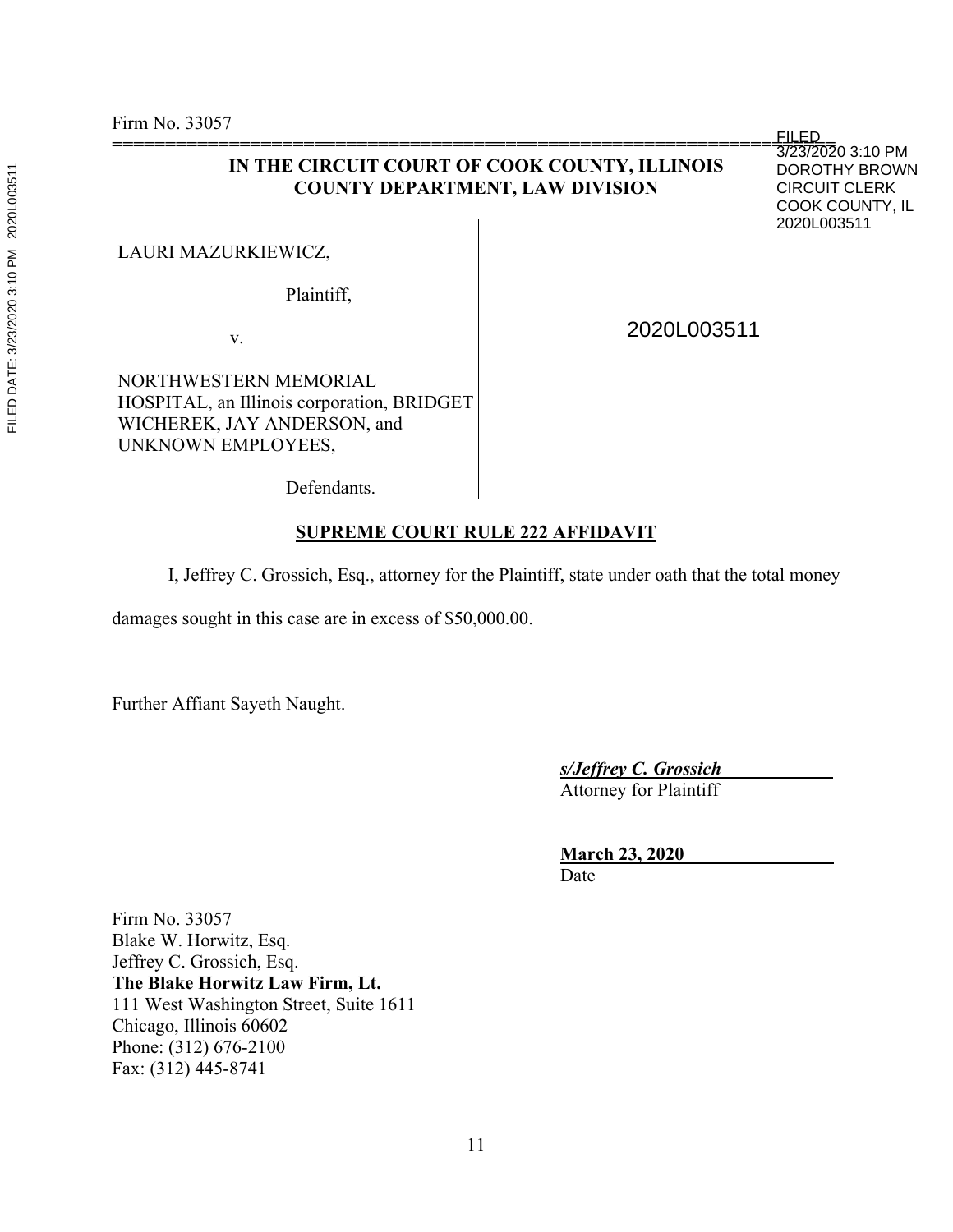Firm No. 33057

FILED
3/23/2020 3:10 PM
DOROTHY BROWN
CIRCUIT CLERK
COOK COUNTY, IL
2020L003511

**IN THE CIRCUIT COURT OF COOK COUNTY, ILLINOIS**
**COUNTY DEPARTMENT, LAW DIVISION**

| | |
|---|---|
| LAURI MAZURKIEWICZ, | |
| Plaintiff, | |
| v. | 2020L003511 |
| NORTHWESTERN MEMORIAL HOSPITAL, an Illinois corporation, BRIDGET WICHEREK, JAY ANDERSON, and UNKNOWN EMPLOYEES, | |
| Defendants. | |

**SUPREME COURT RULE 222 AFFIDAVIT**

I, Jeffrey C. Grossich, Esq., attorney for the Plaintiff, state under oath that the total money damages sought in this case are in excess of $50,000.00.

Further Affiant Sayeth Naught.

***s/Jeffrey C. Grossich***
Attorney for Plaintiff

**March 23, 2020**
Date

Firm No. 33057
Blake W. Horwitz, Esq.
Jeffrey C. Grossich, Esq.
**The Blake Horwitz Law Firm, Lt.**
111 West Washington Street, Suite 1611
Chicago, Illinois 60602
Phone: (312) 676-2100
Fax: (312) 445-8741